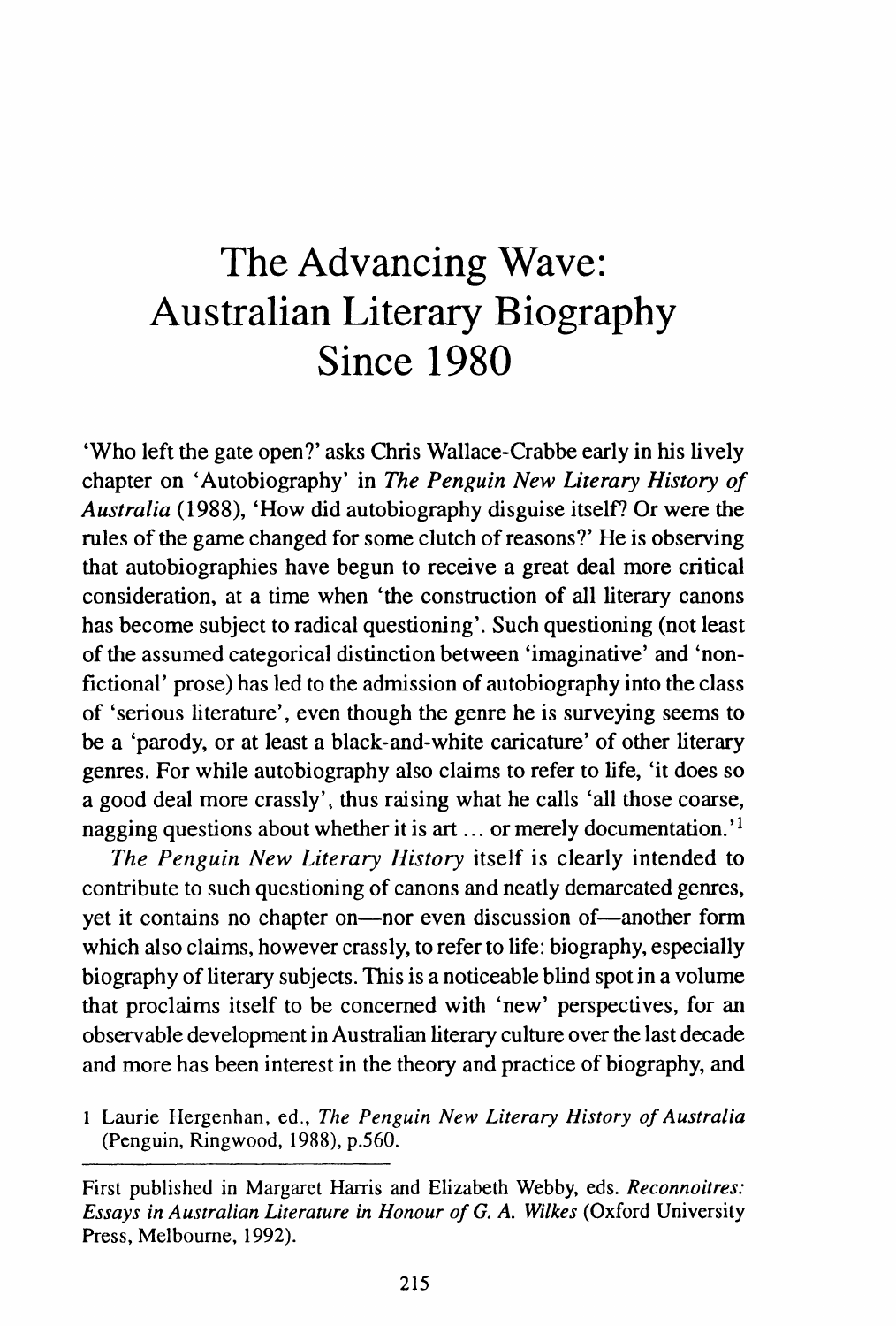# The Advancing Wave: Australian Literary Biography Since 1980

'Who left the gate open?' asks Chris Wallace-Crabbe early in his lively chapter on 'Autobiography' in *The Penguin New Literary History of Australia* (1988), 'How did autobiography disguise itself? Or were the rules of the game changed for some clutch of reasons?' He is observing that autobiographies have begun to receive a great deal more critical consideration, at a time when 'the construction of all literary canons has become subject to radical questioning'. Such questioning (not least of the assumed categorical distinction between 'imaginative' and 'non-fictional' prose) has led to the admission of autobiography into the class of 'serious literature', even though the genre he is surveying seems to be a 'parody, or at least a black-and-white caricature' of other literary genres. For while autobiography also claims to refer to life, 'it does so a good deal more crassly', thus raising what he calls 'all those coarse, nagging questions about whether it is art ... or merely documentation.'[1]

*The Penguin New Literary History* itself is clearly intended to contribute to such questioning of canons and neatly demarcated genres, yet it contains no chapter on—nor even discussion of—another form which also claims, however crassly, to refer to life: biography, especially biography of literary subjects. This is a noticeable blind spot in a volume that proclaims itself to be concerned with 'new' perspectives, for an observable development in Australian literary culture over the last decade and more has been interest in the theory and practice of biography, and

1 Laurie Hergenhan, ed., *The Penguin New Literary History of Australia* (Penguin, Ringwood, 1988), p.560.

First published in Margaret Harris and Elizabeth Webby, eds. *Reconnoitres: Essays in Australian Literature in Honour of G. A. Wilkes* (Oxford University Press, Melbourne, 1992).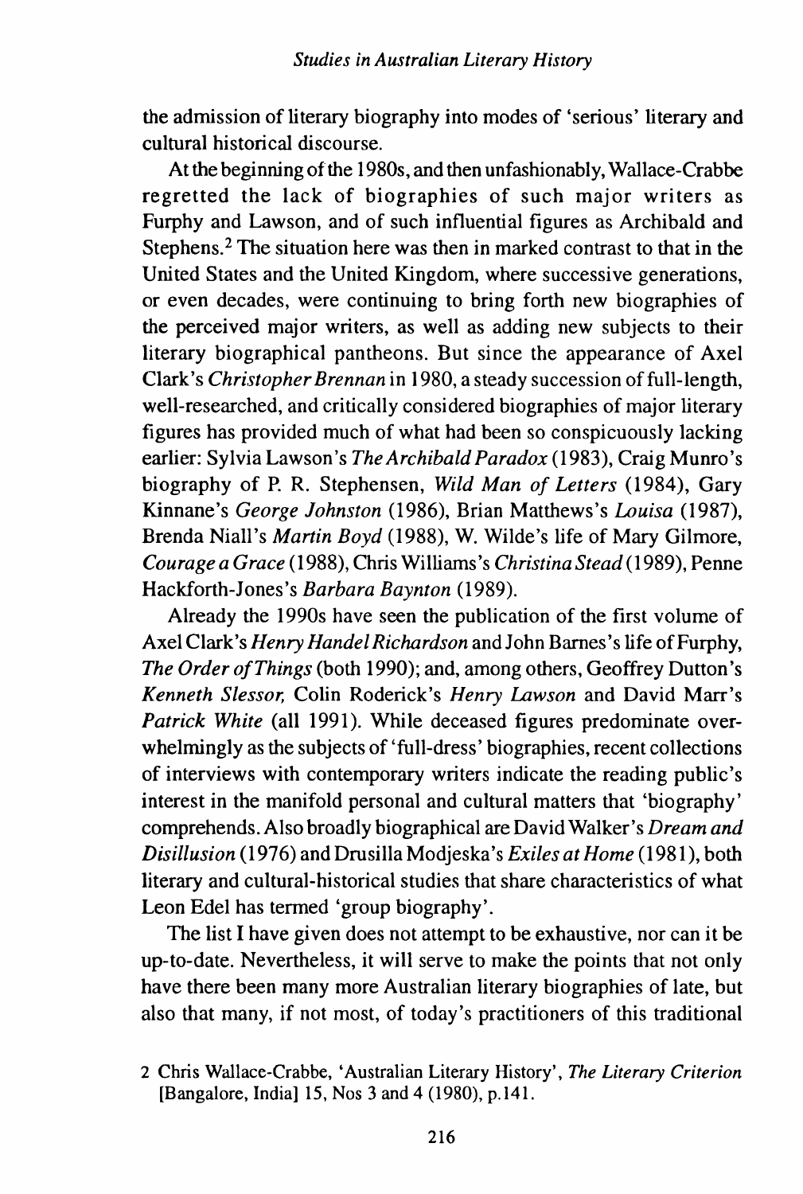the admission of literary biography into modes of 'serious' literary and cultural historical discourse.

At the beginning of the 1980s, and then unfashionably, Wallace-Crabbe regretted the lack of biographies of such major writers as Furphy and Lawson, and of such influential figures as Archibald and Stephens.[2] The situation here was then in marked contrast to that in the United States and the United Kingdom, where successive generations, or even decades, were continuing to bring forth new biographies of the perceived major writers, as well as adding new subjects to their literary biographical pantheons. But since the appearance of Axel Clark's *Christopher Brennan* in 1980, a steady succession of full-length, well-researched, and critically considered biographies of major literary figures has provided much of what had been so conspicuously lacking earlier: Sylvia Lawson's *The Archibald Paradox* (1983), Craig Munro's biography of P. R. Stephensen, *Wild Man of Letters* (1984), Gary Kinnane's *George Johnston* (1986), Brian Matthews's *Louisa* (1987), Brenda Niall's *Martin Boyd* (1988), W. Wilde's life of Mary Gilmore, *Courage a Grace* (1988), Chris Williams's *Christina Stead* (1989), Penne Hackforth-Jones's *Barbara Baynton* (1989).

Already the 1990s have seen the publication of the first volume of Axel Clark's *Henry Handel Richardson* and John Barnes's life of Furphy, *The Order of Things* (both 1990); and, among others, Geoffrey Dutton's *Kenneth Slessor*, Colin Roderick's *Henry Lawson* and David Marr's *Patrick White* (all 1991). While deceased figures predominate overwhelmingly as the subjects of 'full-dress' biographies, recent collections of interviews with contemporary writers indicate the reading public's interest in the manifold personal and cultural matters that 'biography' comprehends. Also broadly biographical are David Walker's *Dream and Disillusion* (1976) and Drusilla Modjeska's *Exiles at Home* (1981), both literary and cultural-historical studies that share characteristics of what Leon Edel has termed 'group biography'.

The list I have given does not attempt to be exhaustive, nor can it be up-to-date. Nevertheless, it will serve to make the points that not only have there been many more Australian literary biographies of late, but also that many, if not most, of today's practitioners of this traditional

2 Chris Wallace-Crabbe, 'Australian Literary History', *The Literary Criterion* [Bangalore, India] 15, Nos 3 and 4 (1980), p.141.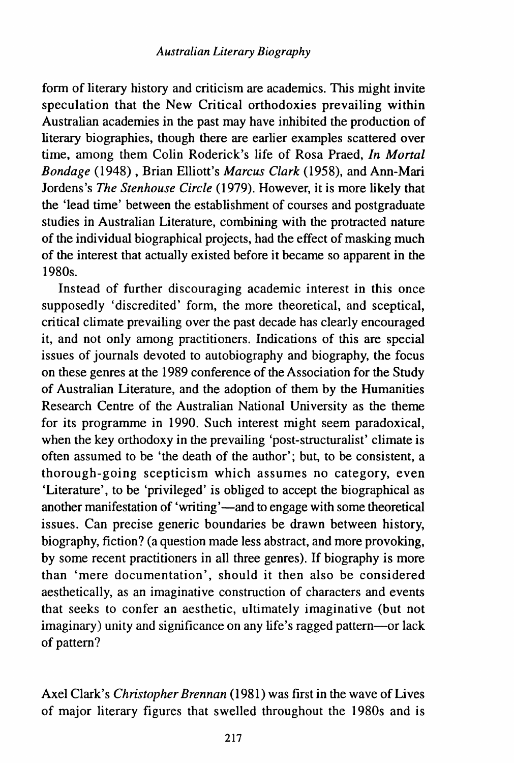form of literary history and criticism are academics. This might invite speculation that the New Critical orthodoxies prevailing within Australian academies in the past may have inhibited the production of literary biographies, though there are earlier examples scattered over time, among them Colin Roderick's life of Rosa Praed, *In Mortal Bondage* (1948) , Brian Elliott's *Marcus Clark* (1958), and Ann-Mari Jordens's *The Stenhouse Circle* (1979). However, it is more likely that the 'lead time' between the establishment of courses and postgraduate studies in Australian Literature, combining with the protracted nature of the individual biographical projects, had the effect of masking much of the interest that actually existed before it became so apparent in the 1980s.

Instead of further discouraging academic interest in this once supposedly 'discredited' form, the more theoretical, and sceptical, critical climate prevailing over the past decade has clearly encouraged it, and not only among practitioners. Indications of this are special issues of journals devoted to autobiography and biography, the focus on these genres at the 1989 conference of the Association for the Study of Australian Literature, and the adoption of them by the Humanities Research Centre of the Australian National University as the theme for its programme in 1990. Such interest might seem paradoxical, when the key orthodoxy in the prevailing 'post-structuralist' climate is often assumed to be 'the death of the author'; but, to be consistent, a thorough-going scepticism which assumes no category, even 'Literature', to be 'privileged' is obliged to accept the biographical as another manifestation of 'writing'—and to engage with some theoretical issues. Can precise generic boundaries be drawn between history, biography, fiction? (a question made less abstract, and more provoking, by some recent practitioners in all three genres). If biography is more than 'mere documentation', should it then also be considered aesthetically, as an imaginative construction of characters and events that seeks to confer an aesthetic, ultimately imaginative (but not imaginary) unity and significance on any life's ragged pattern—or lack of pattern?

Axel Clark's *Christopher Brennan* (1981) was first in the wave of Lives of major literary figures that swelled throughout the 1980s and is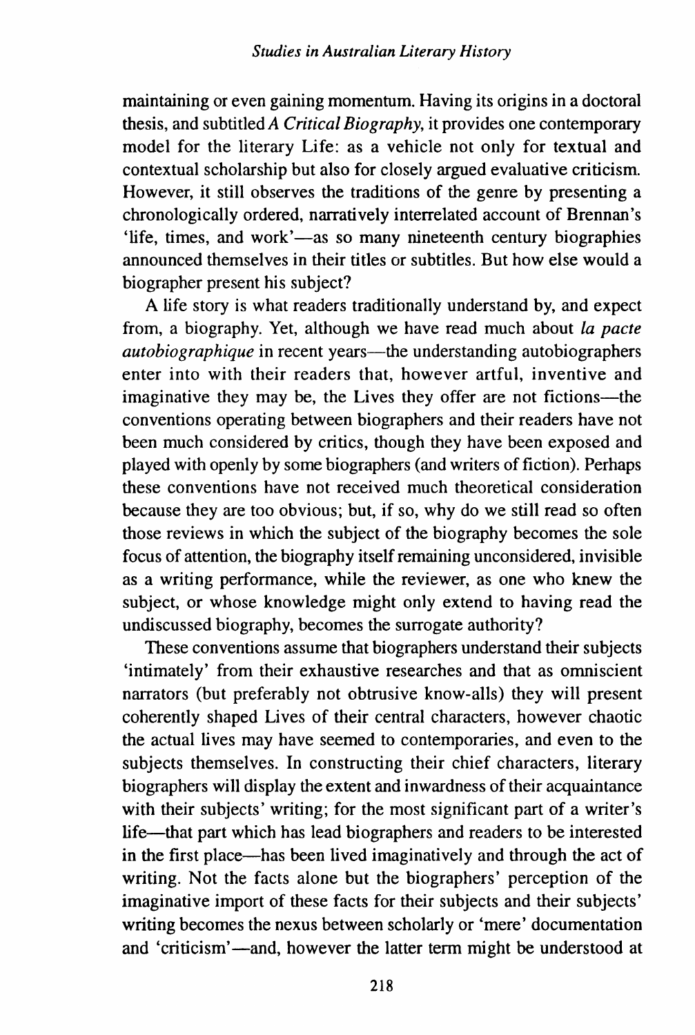maintaining or even gaining momentum. Having its origins in a doctoral thesis, and subtitled *A Critical Biography*, it provides one contemporary model for the literary Life: as a vehicle not only for textual and contextual scholarship but also for closely argued evaluative criticism. However, it still observes the traditions of the genre by presenting a chronologically ordered, narratively interrelated account of Brennan's 'life, times, and work'—as so many nineteenth century biographies announced themselves in their titles or subtitles. But how else would a biographer present his subject?

A life story is what readers traditionally understand by, and expect from, a biography. Yet, although we have read much about *la pacte autobiographique* in recent years—the understanding autobiographers enter into with their readers that, however artful, inventive and imaginative they may be, the Lives they offer are not fictions—the conventions operating between biographers and their readers have not been much considered by critics, though they have been exposed and played with openly by some biographers (and writers of fiction). Perhaps these conventions have not received much theoretical consideration because they are too obvious; but, if so, why do we still read so often those reviews in which the subject of the biography becomes the sole focus of attention, the biography itself remaining unconsidered, invisible as a writing performance, while the reviewer, as one who knew the subject, or whose knowledge might only extend to having read the undiscussed biography, becomes the surrogate authority?

These conventions assume that biographers understand their subjects 'intimately' from their exhaustive researches and that as omniscient narrators (but preferably not obtrusive know-alls) they will present coherently shaped Lives of their central characters, however chaotic the actual lives may have seemed to contemporaries, and even to the subjects themselves. In constructing their chief characters, literary biographers will display the extent and inwardness of their acquaintance with their subjects' writing; for the most significant part of a writer's life—that part which has lead biographers and readers to be interested in the first place—has been lived imaginatively and through the act of writing. Not the facts alone but the biographers' perception of the imaginative import of these facts for their subjects and their subjects' writing becomes the nexus between scholarly or 'mere' documentation and 'criticism'—and, however the latter term might be understood at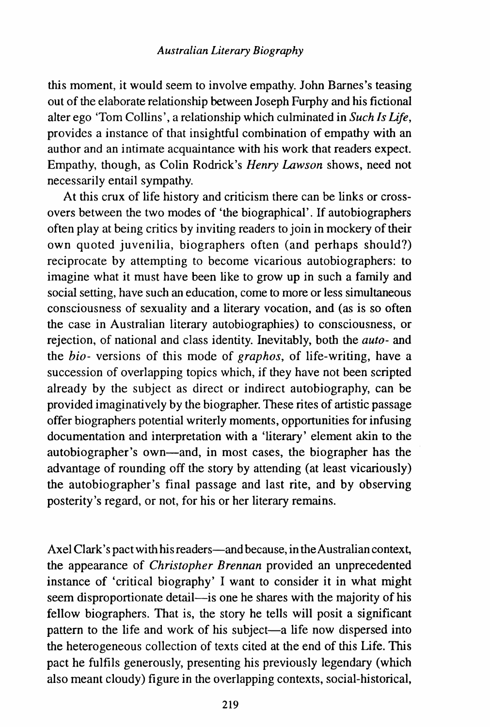this moment, it would seem to involve empathy. John Barnes's teasing out of the elaborate relationship between Joseph Furphy and his fictional alter ego 'Tom Collins', a relationship which culminated in *Such Is Life*, provides a instance of that insightful combination of empathy with an author and an intimate acquaintance with his work that readers expect. Empathy, though, as Colin Rodrick's *Henry Lawson* shows, need not necessarily entail sympathy.

At this crux of life history and criticism there can be links or crossovers between the two modes of 'the biographical'. If autobiographers often play at being critics by inviting readers to join in mockery of their own quoted juvenilia, biographers often (and perhaps should?) reciprocate by attempting to become vicarious autobiographers: to imagine what it must have been like to grow up in such a family and social setting, have such an education, come to more or less simultaneous consciousness of sexuality and a literary vocation, and (as is so often the case in Australian literary autobiographies) to consciousness, or rejection, of national and class identity. Inevitably, both the *auto-* and the *bio-* versions of this mode of *graphos*, of life-writing, have a succession of overlapping topics which, if they have not been scripted already by the subject as direct or indirect autobiography, can be provided imaginatively by the biographer. These rites of artistic passage offer biographers potential writerly moments, opportunities for infusing documentation and interpretation with a 'literary' element akin to the autobiographer's own—and, in most cases, the biographer has the advantage of rounding off the story by attending (at least vicariously) the autobiographer's final passage and last rite, and by observing posterity's regard, or not, for his or her literary remains.

Axel Clark's pact with his readers—and because, in the Australian context, the appearance of *Christopher Brennan* provided an unprecedented instance of 'critical biography' I want to consider it in what might seem disproportionate detail—is one he shares with the majority of his fellow biographers. That is, the story he tells will posit a significant pattern to the life and work of his subject—a life now dispersed into the heterogeneous collection of texts cited at the end of this Life. This pact he fulfils generously, presenting his previously legendary (which also meant cloudy) figure in the overlapping contexts, social-historical,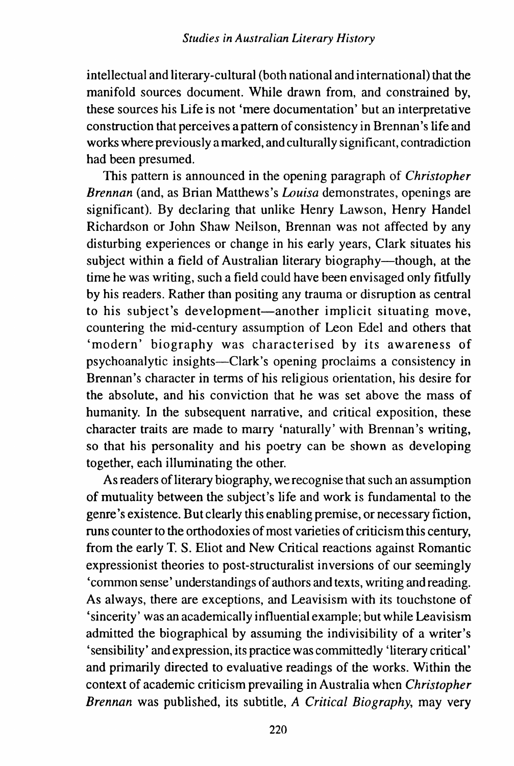intellectual and literary-cultural (both national and international) that the manifold sources document. While drawn from, and constrained by, these sources his Life is not 'mere documentation' but an interpretative construction that perceives a pattern of consistency in Brennan's life and works where previously a marked, and culturally significant, contradiction had been presumed.

This pattern is announced in the opening paragraph of *Christopher Brennan* (and, as Brian Matthews's *Louisa* demonstrates, openings are significant). By declaring that unlike Henry Lawson, Henry Handel Richardson or John Shaw Neilson, Brennan was not affected by any disturbing experiences or change in his early years, Clark situates his subject within a field of Australian literary biography—though, at the time he was writing, such a field could have been envisaged only fitfully by his readers. Rather than positing any trauma or disruption as central to his subject's development—another implicit situating move, countering the mid-century assumption of Leon Edel and others that 'modern' biography was characterised by its awareness of psychoanalytic insights—Clark's opening proclaims a consistency in Brennan's character in terms of his religious orientation, his desire for the absolute, and his conviction that he was set above the mass of humanity. In the subsequent narrative, and critical exposition, these character traits are made to marry 'naturally' with Brennan's writing, so that his personality and his poetry can be shown as developing together, each illuminating the other.

As readers of literary biography, we recognise that such an assumption of mutuality between the subject's life and work is fundamental to the genre's existence. But clearly this enabling premise, or necessary fiction, runs counter to the orthodoxies of most varieties of criticism this century, from the early T. S. Eliot and New Critical reactions against Romantic expressionist theories to post-structuralist inversions of our seemingly 'common sense' understandings of authors and texts, writing and reading. As always, there are exceptions, and Leavisism with its touchstone of 'sincerity' was an academically influential example; but while Leavisism admitted the biographical by assuming the indivisibility of a writer's 'sensibility' and expression, its practice was committedly 'literary critical' and primarily directed to evaluative readings of the works. Within the context of academic criticism prevailing in Australia when *Christopher Brennan* was published, its subtitle, *A Critical Biography*, may very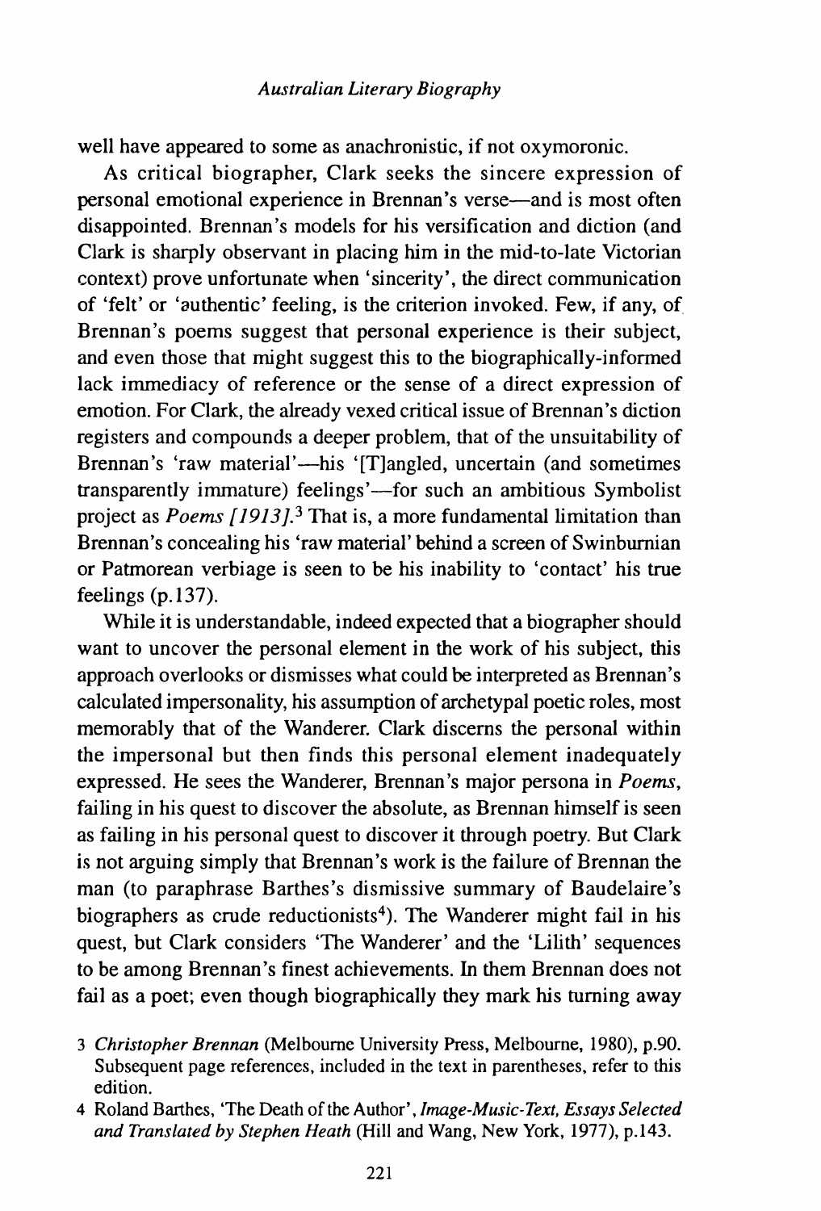well have appeared to some as anachronistic, if not oxymoronic.

As critical biographer, Clark seeks the sincere expression of personal emotional experience in Brennan's verse—and is most often disappointed. Brennan's models for his versification and diction (and Clark is sharply observant in placing him in the mid-to-late Victorian context) prove unfortunate when 'sincerity', the direct communication of 'felt' or 'authentic' feeling, is the criterion invoked. Few, if any, of Brennan's poems suggest that personal experience is their subject, and even those that might suggest this to the biographically-informed lack immediacy of reference or the sense of a direct expression of emotion. For Clark, the already vexed critical issue of Brennan's diction registers and compounds a deeper problem, that of the unsuitability of Brennan's 'raw material'—his '[T]angled, uncertain (and sometimes transparently immature) feelings'—for such an ambitious Symbolist project as *Poems [1913]*.[3] That is, a more fundamental limitation than Brennan's concealing his 'raw material' behind a screen of Swinburnian or Patmorean verbiage is seen to be his inability to 'contact' his true feelings (p.137).

While it is understandable, indeed expected that a biographer should want to uncover the personal element in the work of his subject, this approach overlooks or dismisses what could be interpreted as Brennan's calculated impersonality, his assumption of archetypal poetic roles, most memorably that of the Wanderer. Clark discerns the personal within the impersonal but then finds this personal element inadequately expressed. He sees the Wanderer, Brennan's major persona in *Poems*, failing in his quest to discover the absolute, as Brennan himself is seen as failing in his personal quest to discover it through poetry. But Clark is not arguing simply that Brennan's work is the failure of Brennan the man (to paraphrase Barthes's dismissive summary of Baudelaire's biographers as crude reductionists[4]). The Wanderer might fail in his quest, but Clark considers 'The Wanderer' and the 'Lilith' sequences to be among Brennan's finest achievements. In them Brennan does not fail as a poet; even though biographically they mark his turning away

3 *Christopher Brennan* (Melbourne University Press, Melbourne, 1980), p.90. Subsequent page references, included in the text in parentheses, refer to this edition.

4 Roland Barthes, 'The Death of the Author', *Image-Music-Text, Essays Selected and Translated by Stephen Heath* (Hill and Wang, New York, 1977), p.143.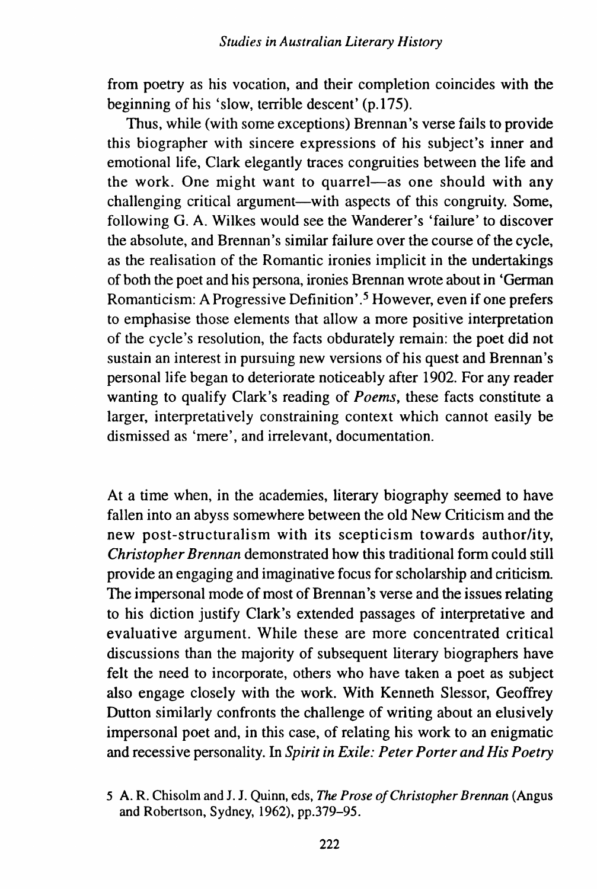from poetry as his vocation, and their completion coincides with the beginning of his 'slow, terrible descent' (p.175).

Thus, while (with some exceptions) Brennan's verse fails to provide this biographer with sincere expressions of his subject's inner and emotional life, Clark elegantly traces congruities between the life and the work. One might want to quarrel—as one should with any challenging critical argument—with aspects of this congruity. Some, following G. A. Wilkes would see the Wanderer's 'failure' to discover the absolute, and Brennan's similar failure over the course of the cycle, as the realisation of the Romantic ironies implicit in the undertakings of both the poet and his persona, ironies Brennan wrote about in 'German Romanticism: A Progressive Definition'.[5] However, even if one prefers to emphasise those elements that allow a more positive interpretation of the cycle's resolution, the facts obdurately remain: the poet did not sustain an interest in pursuing new versions of his quest and Brennan's personal life began to deteriorate noticeably after 1902. For any reader wanting to qualify Clark's reading of *Poems*, these facts constitute a larger, interpretatively constraining context which cannot easily be dismissed as 'mere', and irrelevant, documentation.

At a time when, in the academies, literary biography seemed to have fallen into an abyss somewhere between the old New Criticism and the new post-structuralism with its scepticism towards author/ity, *Christopher Brennan* demonstrated how this traditional form could still provide an engaging and imaginative focus for scholarship and criticism. The impersonal mode of most of Brennan's verse and the issues relating to his diction justify Clark's extended passages of interpretative and evaluative argument. While these are more concentrated critical discussions than the majority of subsequent literary biographers have felt the need to incorporate, others who have taken a poet as subject also engage closely with the work. With Kenneth Slessor, Geoffrey Dutton similarly confronts the challenge of writing about an elusively impersonal poet and, in this case, of relating his work to an enigmatic and recessive personality. In *Spirit in Exile: Peter Porter and His Poetry*

5 A. R. Chisolm and J. J. Quinn, eds, *The Prose of Christopher Brennan* (Angus and Robertson, Sydney, 1962), pp.379–95.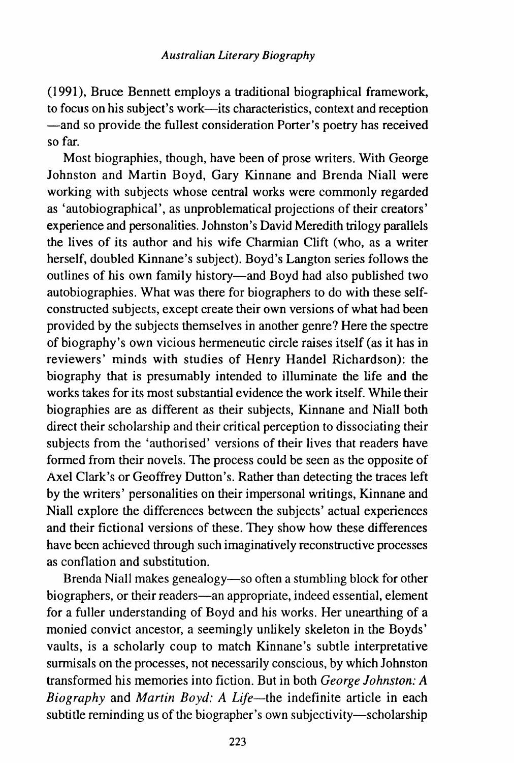(1991), Bruce Bennett employs a traditional biographical framework, to focus on his subject's work—its characteristics, context and reception—and so provide the fullest consideration Porter's poetry has received so far.

Most biographies, though, have been of prose writers. With George Johnston and Martin Boyd, Gary Kinnane and Brenda Niall were working with subjects whose central works were commonly regarded as 'autobiographical', as unproblematical projections of their creators' experience and personalities. Johnston's David Meredith trilogy parallels the lives of its author and his wife Charmian Clift (who, as a writer herself, doubled Kinnane's subject). Boyd's Langton series follows the outlines of his own family history—and Boyd had also published two autobiographies. What was there for biographers to do with these self-constructed subjects, except create their own versions of what had been provided by the subjects themselves in another genre? Here the spectre of biography's own vicious hermeneutic circle raises itself (as it has in reviewers' minds with studies of Henry Handel Richardson): the biography that is presumably intended to illuminate the life and the works takes for its most substantial evidence the work itself. While their biographies are as different as their subjects, Kinnane and Niall both direct their scholarship and their critical perception to dissociating their subjects from the 'authorised' versions of their lives that readers have formed from their novels. The process could be seen as the opposite of Axel Clark's or Geoffrey Dutton's. Rather than detecting the traces left by the writers' personalities on their impersonal writings, Kinnane and Niall explore the differences between the subjects' actual experiences and their fictional versions of these. They show how these differences have been achieved through such imaginatively reconstructive processes as conflation and substitution.

Brenda Niall makes genealogy—so often a stumbling block for other biographers, or their readers—an appropriate, indeed essential, element for a fuller understanding of Boyd and his works. Her unearthing of a monied convict ancestor, a seemingly unlikely skeleton in the Boyds' vaults, is a scholarly coup to match Kinnane's subtle interpretative surmisals on the processes, not necessarily conscious, by which Johnston transformed his memories into fiction. But in both *George Johnston: A Biography* and *Martin Boyd: A Life*—the indefinite article in each subtitle reminding us of the biographer's own subjectivity—scholarship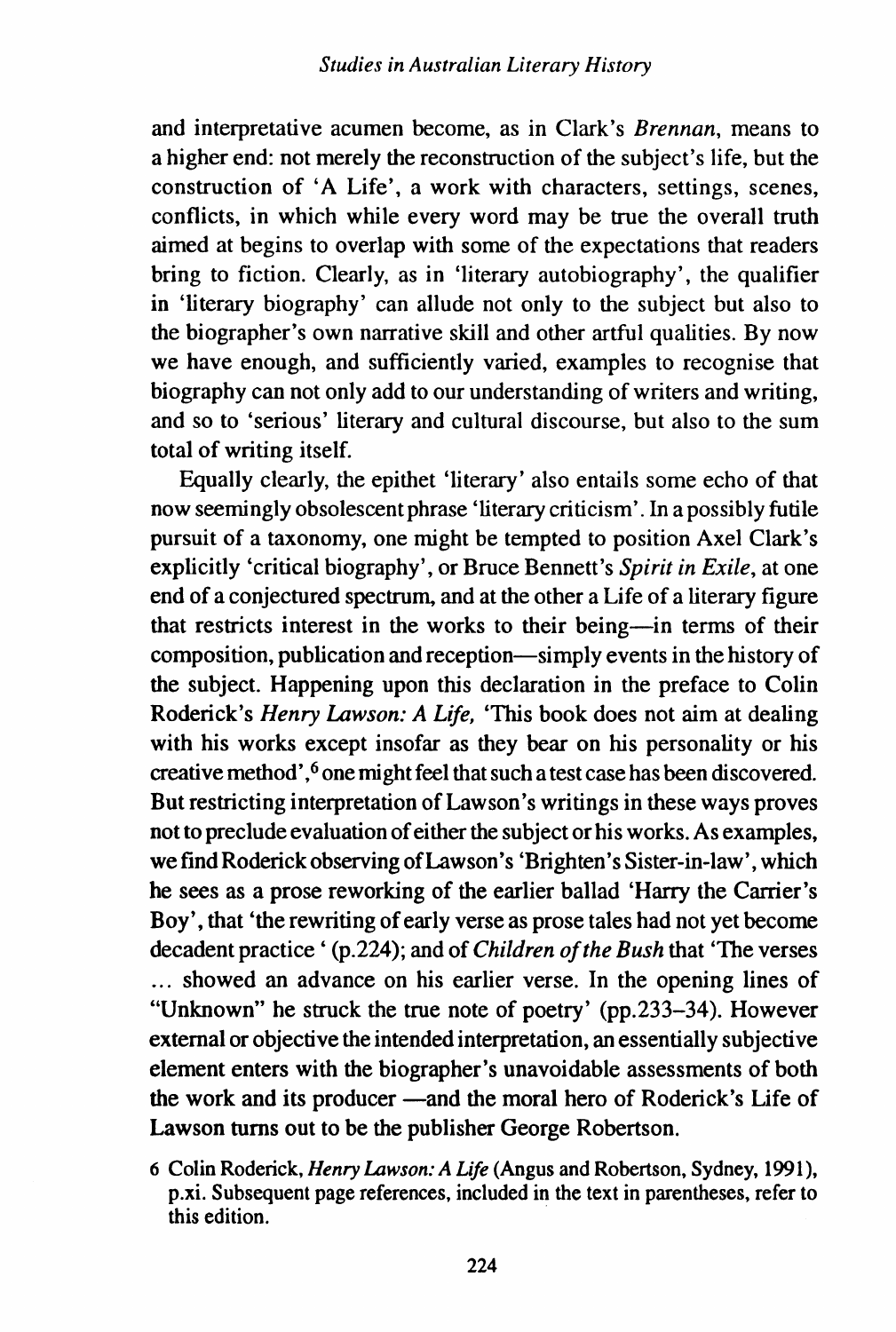and interpretative acumen become, as in Clark's *Brennan*, means to a higher end: not merely the reconstruction of the subject's life, but the construction of 'A Life', a work with characters, settings, scenes, conflicts, in which while every word may be true the overall truth aimed at begins to overlap with some of the expectations that readers bring to fiction. Clearly, as in 'literary autobiography', the qualifier in 'literary biography' can allude not only to the subject but also to the biographer's own narrative skill and other artful qualities. By now we have enough, and sufficiently varied, examples to recognise that biography can not only add to our understanding of writers and writing, and so to 'serious' literary and cultural discourse, but also to the sum total of writing itself.

Equally clearly, the epithet 'literary' also entails some echo of that now seemingly obsolescent phrase 'literary criticism'. In a possibly futile pursuit of a taxonomy, one might be tempted to position Axel Clark's explicitly 'critical biography', or Bruce Bennett's *Spirit in Exile*, at one end of a conjectured spectrum, and at the other a Life of a literary figure that restricts interest in the works to their being—in terms of their composition, publication and reception—simply events in the history of the subject. Happening upon this declaration in the preface to Colin Roderick's *Henry Lawson: A Life*, 'This book does not aim at dealing with his works except insofar as they bear on his personality or his creative method',[6] one might feel that such a test case has been discovered. But restricting interpretation of Lawson's writings in these ways proves not to preclude evaluation of either the subject or his works. As examples, we find Roderick observing of Lawson's 'Brighten's Sister-in-law', which he sees as a prose reworking of the earlier ballad 'Harry the Carrier's Boy', that 'the rewriting of early verse as prose tales had not yet become decadent practice ' (p.224); and of *Children of the Bush* that 'The verses ... showed an advance on his earlier verse. In the opening lines of "Unknown" he struck the true note of poetry' (pp.233–34). However external or objective the intended interpretation, an essentially subjective element enters with the biographer's unavoidable assessments of both the work and its producer —and the moral hero of Roderick's Life of Lawson turns out to be the publisher George Robertson.

6 Colin Roderick, *Henry Lawson: A Life* (Angus and Robertson, Sydney, 1991), p.xi. Subsequent page references, included in the text in parentheses, refer to this edition.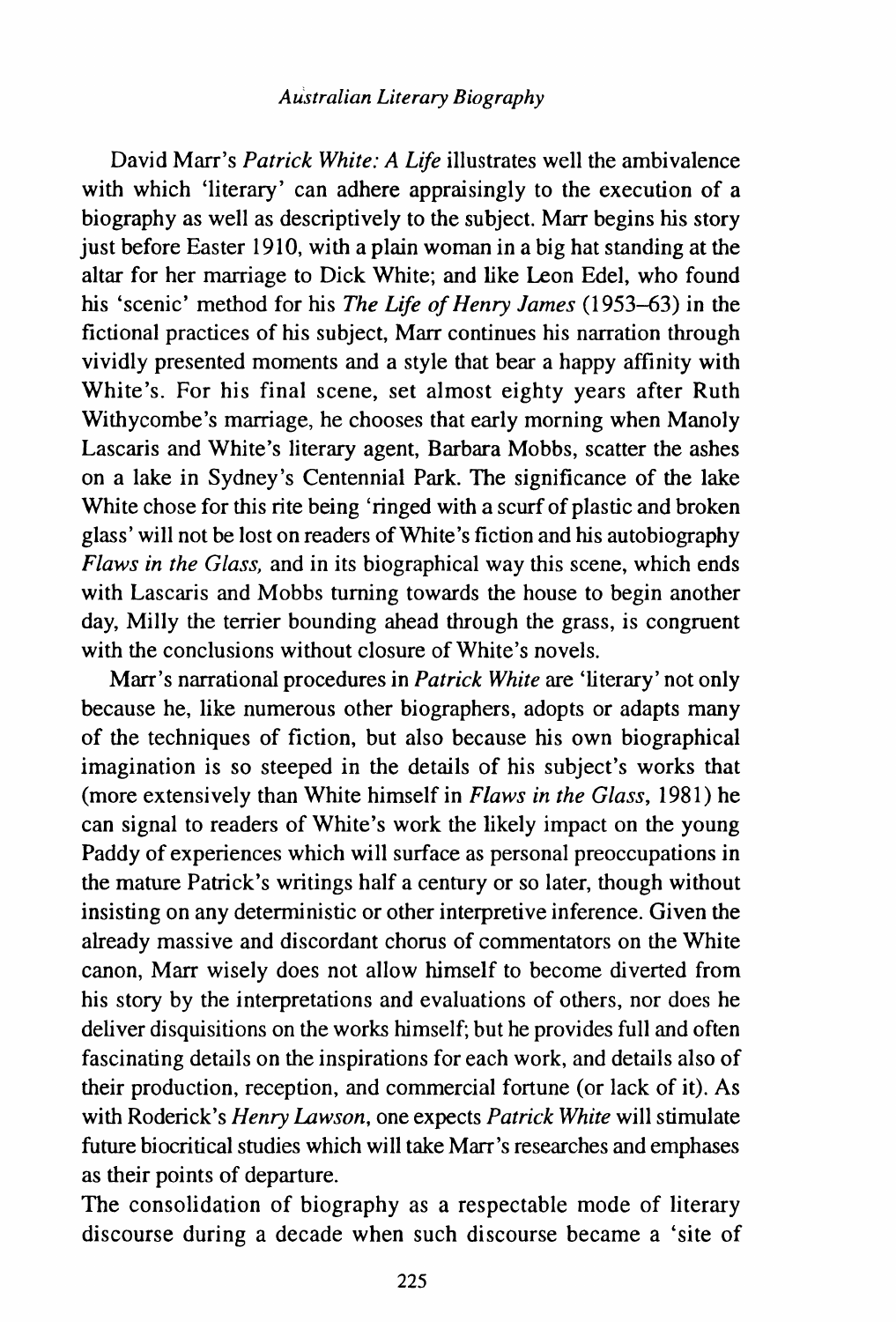David Marr's *Patrick White: A Life* illustrates well the ambivalence with which 'literary' can adhere appraisingly to the execution of a biography as well as descriptively to the subject. Marr begins his story just before Easter 1910, with a plain woman in a big hat standing at the altar for her marriage to Dick White; and like Leon Edel, who found his 'scenic' method for his *The Life of Henry James* (1953–63) in the fictional practices of his subject, Marr continues his narration through vividly presented moments and a style that bear a happy affinity with White's. For his final scene, set almost eighty years after Ruth Withycombe's marriage, he chooses that early morning when Manoly Lascaris and White's literary agent, Barbara Mobbs, scatter the ashes on a lake in Sydney's Centennial Park. The significance of the lake White chose for this rite being 'ringed with a scurf of plastic and broken glass' will not be lost on readers of White's fiction and his autobiography *Flaws in the Glass,* and in its biographical way this scene, which ends with Lascaris and Mobbs turning towards the house to begin another day, Milly the terrier bounding ahead through the grass, is congruent with the conclusions without closure of White's novels.

Marr's narrational procedures in *Patrick White* are 'literary' not only because he, like numerous other biographers, adopts or adapts many of the techniques of fiction, but also because his own biographical imagination is so steeped in the details of his subject's works that (more extensively than White himself in *Flaws in the Glass*, 1981) he can signal to readers of White's work the likely impact on the young Paddy of experiences which will surface as personal preoccupations in the mature Patrick's writings half a century or so later, though without insisting on any deterministic or other interpretive inference. Given the already massive and discordant chorus of commentators on the White canon, Marr wisely does not allow himself to become diverted from his story by the interpretations and evaluations of others, nor does he deliver disquisitions on the works himself; but he provides full and often fascinating details on the inspirations for each work, and details also of their production, reception, and commercial fortune (or lack of it). As with Roderick's *Henry Lawson*, one expects *Patrick White* will stimulate future biocritical studies which will take Marr's researches and emphases as their points of departure.

The consolidation of biography as a respectable mode of literary discourse during a decade when such discourse became a 'site of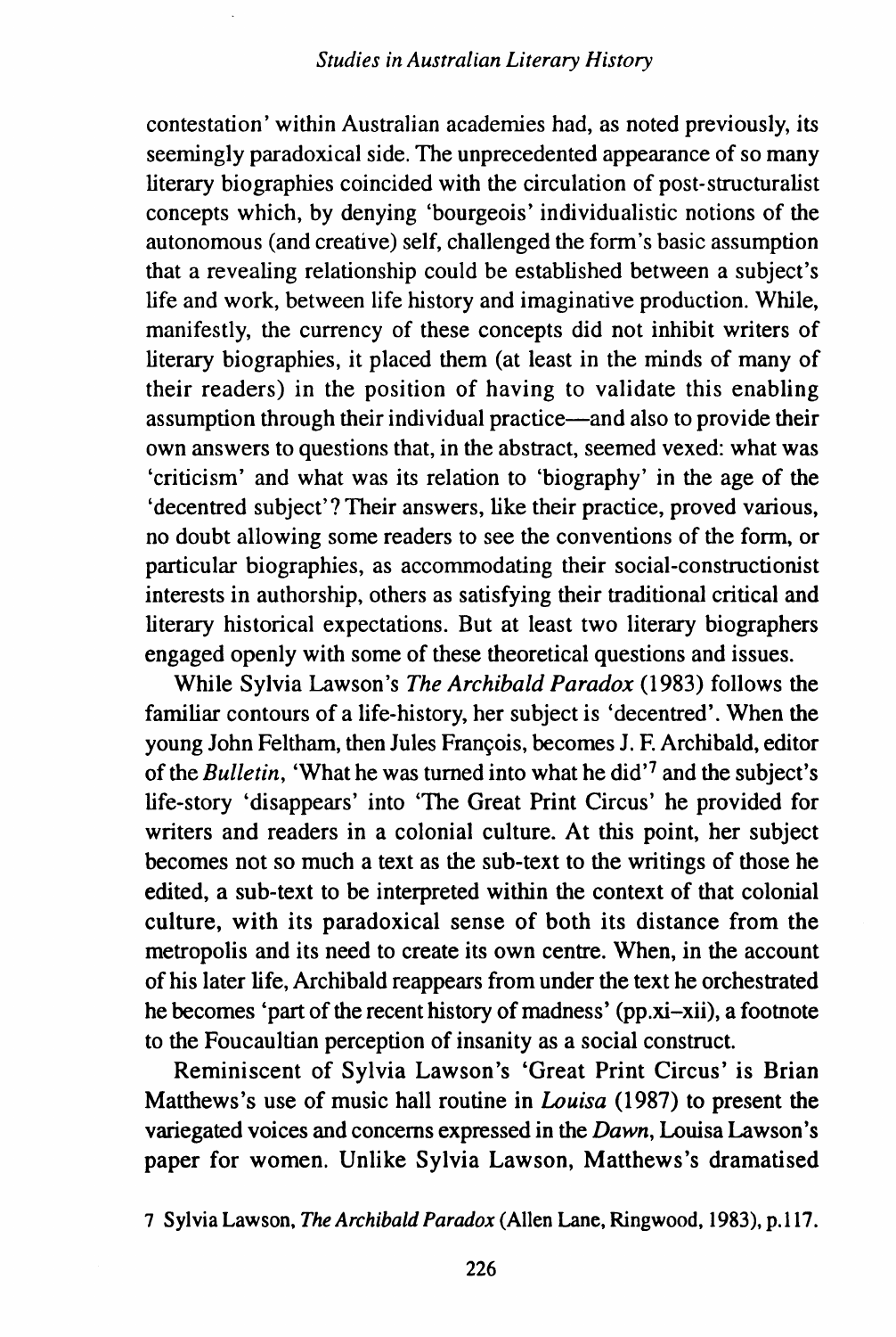contestation' within Australian academies had, as noted previously, its seemingly paradoxical side. The unprecedented appearance of so many literary biographies coincided with the circulation of post-structuralist concepts which, by denying 'bourgeois' individualistic notions of the autonomous (and creative) self, challenged the form's basic assumption that a revealing relationship could be established between a subject's life and work, between life history and imaginative production. While, manifestly, the currency of these concepts did not inhibit writers of literary biographies, it placed them (at least in the minds of many of their readers) in the position of having to validate this enabling assumption through their individual practice—and also to provide their own answers to questions that, in the abstract, seemed vexed: what was 'criticism' and what was its relation to 'biography' in the age of the 'decentred subject'? Their answers, like their practice, proved various, no doubt allowing some readers to see the conventions of the form, or particular biographies, as accommodating their social-constructionist interests in authorship, others as satisfying their traditional critical and literary historical expectations. But at least two literary biographers engaged openly with some of these theoretical questions and issues.

While Sylvia Lawson's *The Archibald Paradox* (1983) follows the familiar contours of a life-history, her subject is 'decentred'. When the young John Feltham, then Jules François, becomes J. F. Archibald, editor of the *Bulletin*, 'What he was turned into what he did'[7] and the subject's life-story 'disappears' into 'The Great Print Circus' he provided for writers and readers in a colonial culture. At this point, her subject becomes not so much a text as the sub-text to the writings of those he edited, a sub-text to be interpreted within the context of that colonial culture, with its paradoxical sense of both its distance from the metropolis and its need to create its own centre. When, in the account of his later life, Archibald reappears from under the text he orchestrated he becomes 'part of the recent history of madness' (pp.xi–xii), a footnote to the Foucaultian perception of insanity as a social construct.

Reminiscent of Sylvia Lawson's 'Great Print Circus' is Brian Matthews's use of music hall routine in *Louisa* (1987) to present the variegated voices and concerns expressed in the *Dawn*, Louisa Lawson's paper for women. Unlike Sylvia Lawson, Matthews's dramatised

7 Sylvia Lawson, *The Archibald Paradox* (Allen Lane, Ringwood, 1983), p.117.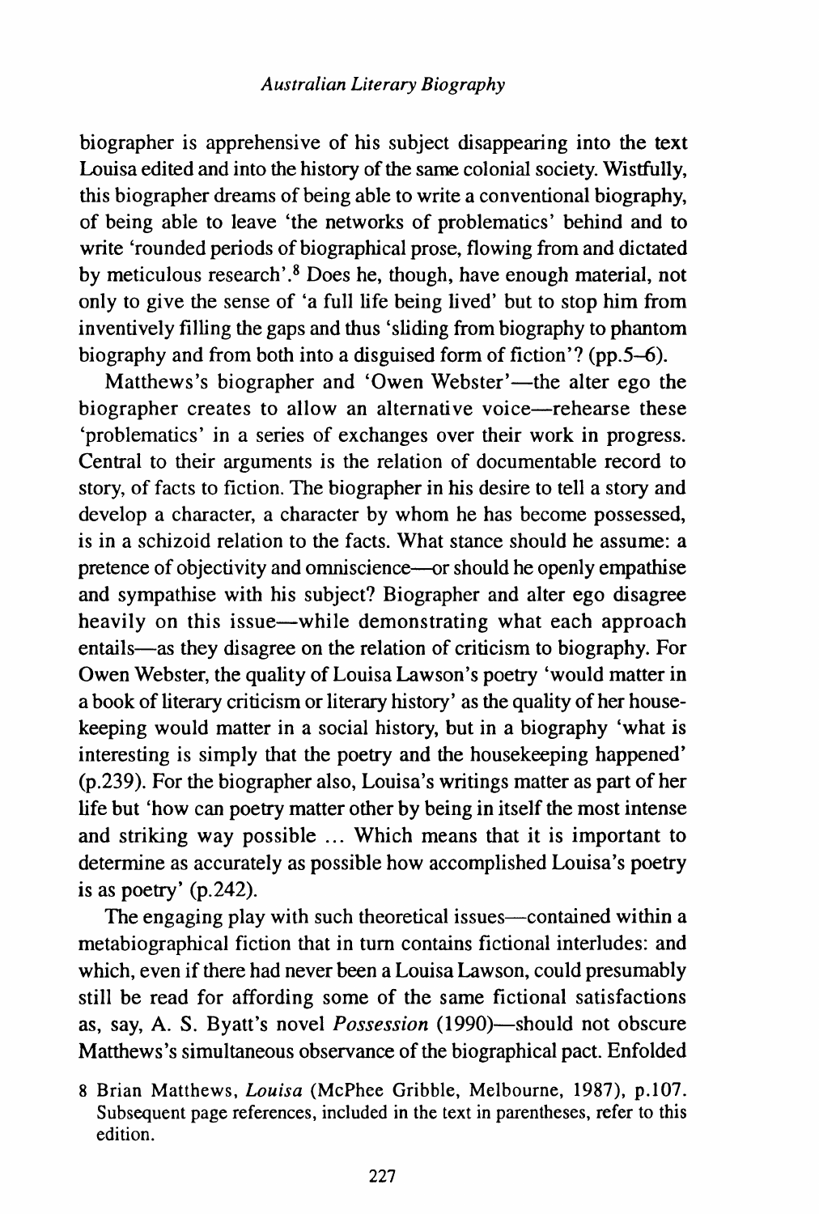biographer is apprehensive of his subject disappearing into the text Louisa edited and into the history of the same colonial society. Wistfully, this biographer dreams of being able to write a conventional biography, of being able to leave 'the networks of problematics' behind and to write 'rounded periods of biographical prose, flowing from and dictated by meticulous research'.[8] Does he, though, have enough material, not only to give the sense of 'a full life being lived' but to stop him from inventively filling the gaps and thus 'sliding from biography to phantom biography and from both into a disguised form of fiction'? (pp.5–6).

Matthews's biographer and 'Owen Webster'—the alter ego the biographer creates to allow an alternative voice—rehearse these 'problematics' in a series of exchanges over their work in progress. Central to their arguments is the relation of documentable record to story, of facts to fiction. The biographer in his desire to tell a story and develop a character, a character by whom he has become possessed, is in a schizoid relation to the facts. What stance should he assume: a pretence of objectivity and omniscience—or should he openly empathise and sympathise with his subject? Biographer and alter ego disagree heavily on this issue—while demonstrating what each approach entails—as they disagree on the relation of criticism to biography. For Owen Webster, the quality of Louisa Lawson's poetry 'would matter in a book of literary criticism or literary history' as the quality of her house-keeping would matter in a social history, but in a biography 'what is interesting is simply that the poetry and the housekeeping happened' (p.239). For the biographer also, Louisa's writings matter as part of her life but 'how can poetry matter other by being in itself the most intense and striking way possible ... Which means that it is important to determine as accurately as possible how accomplished Louisa's poetry is as poetry' (p.242).

The engaging play with such theoretical issues—contained within a metabiographical fiction that in turn contains fictional interludes: and which, even if there had never been a Louisa Lawson, could presumably still be read for affording some of the same fictional satisfactions as, say, A. S. Byatt's novel *Possession* (1990)—should not obscure Matthews's simultaneous observance of the biographical pact. Enfolded

8 Brian Matthews, *Louisa* (McPhee Gribble, Melbourne, 1987), p.107. Subsequent page references, included in the text in parentheses, refer to this edition.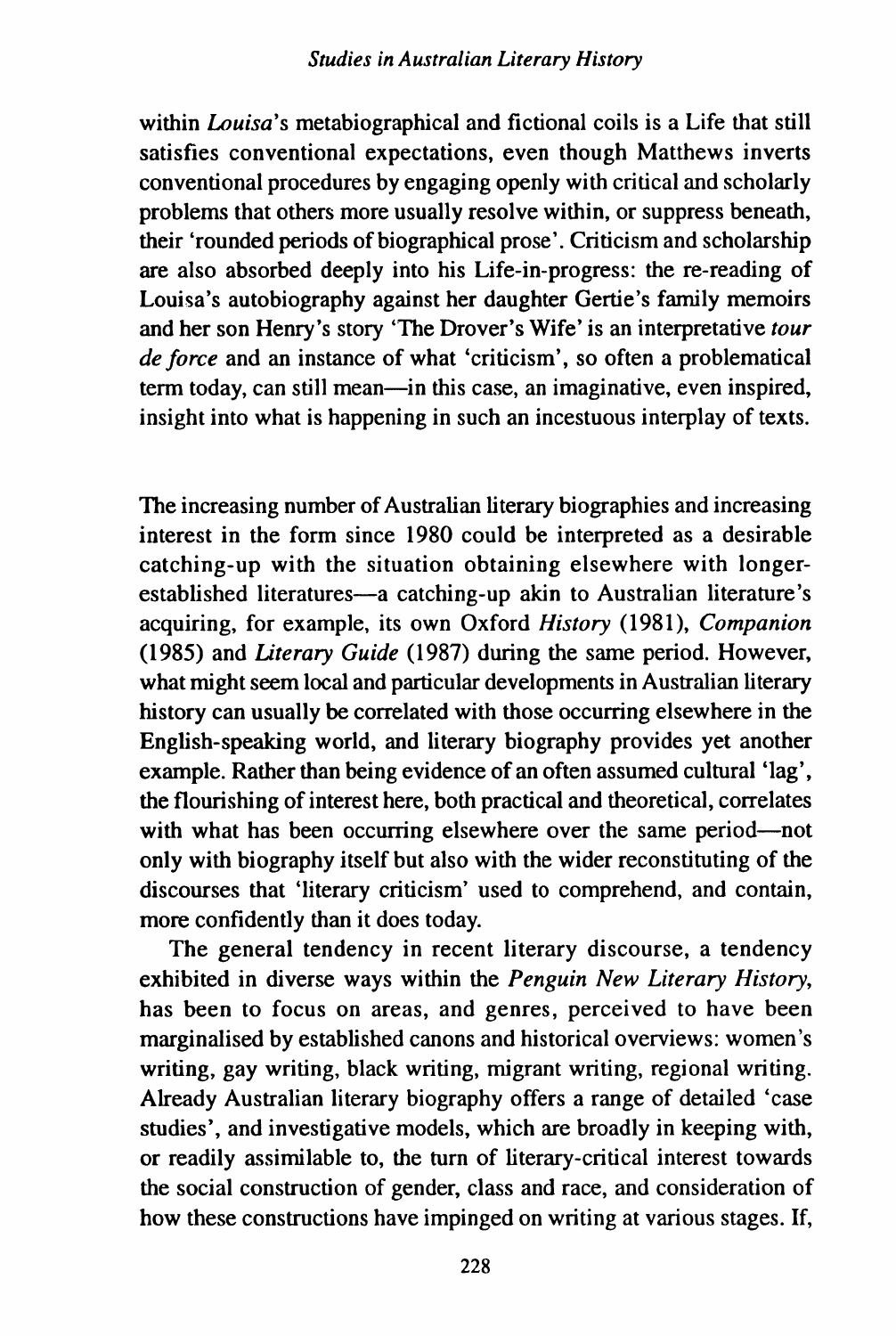within *Louisa*'s metabiographical and fictional coils is a Life that still satisfies conventional expectations, even though Matthews inverts conventional procedures by engaging openly with critical and scholarly problems that others more usually resolve within, or suppress beneath, their 'rounded periods of biographical prose'. Criticism and scholarship are also absorbed deeply into his Life-in-progress: the re-reading of Louisa's autobiography against her daughter Gertie's family memoirs and her son Henry's story 'The Drover's Wife' is an interpretative *tour de force* and an instance of what 'criticism', so often a problematical term today, can still mean—in this case, an imaginative, even inspired, insight into what is happening in such an incestuous interplay of texts.

The increasing number of Australian literary biographies and increasing interest in the form since 1980 could be interpreted as a desirable catching-up with the situation obtaining elsewhere with longer-established literatures—a catching-up akin to Australian literature's acquiring, for example, its own Oxford *History* (1981), *Companion* (1985) and *Literary Guide* (1987) during the same period. However, what might seem local and particular developments in Australian literary history can usually be correlated with those occurring elsewhere in the English-speaking world, and literary biography provides yet another example. Rather than being evidence of an often assumed cultural 'lag', the flourishing of interest here, both practical and theoretical, correlates with what has been occurring elsewhere over the same period—not only with biography itself but also with the wider reconstituting of the discourses that 'literary criticism' used to comprehend, and contain, more confidently than it does today.

The general tendency in recent literary discourse, a tendency exhibited in diverse ways within the *Penguin New Literary History*, has been to focus on areas, and genres, perceived to have been marginalised by established canons and historical overviews: women's writing, gay writing, black writing, migrant writing, regional writing. Already Australian literary biography offers a range of detailed 'case studies', and investigative models, which are broadly in keeping with, or readily assimilable to, the turn of literary-critical interest towards the social construction of gender, class and race, and consideration of how these constructions have impinged on writing at various stages. If,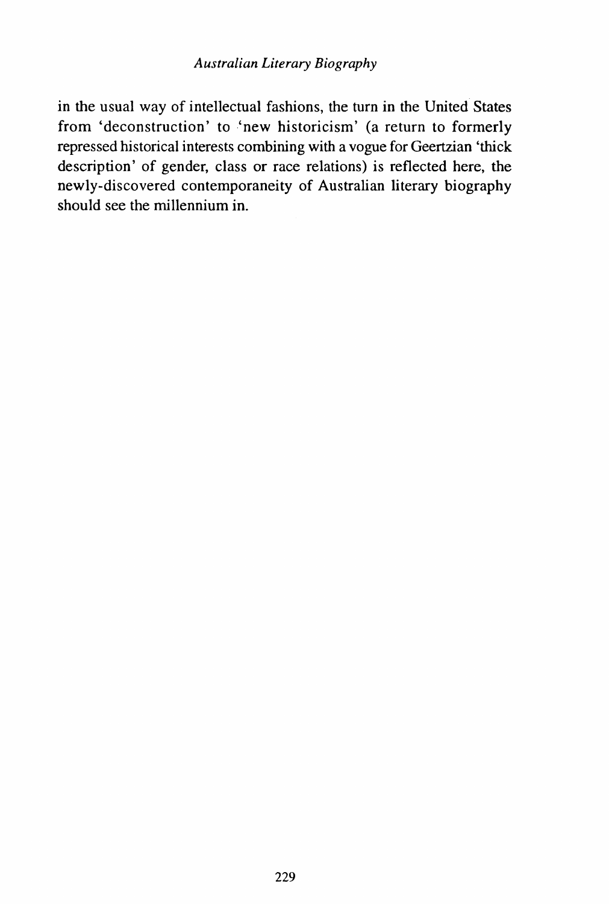in the usual way of intellectual fashions, the turn in the United States from 'deconstruction' to 'new historicism' (a return to formerly repressed historical interests combining with a vogue for Geertzian 'thick description' of gender, class or race relations) is reflected here, the newly-discovered contemporaneity of Australian literary biography should see the millennium in.